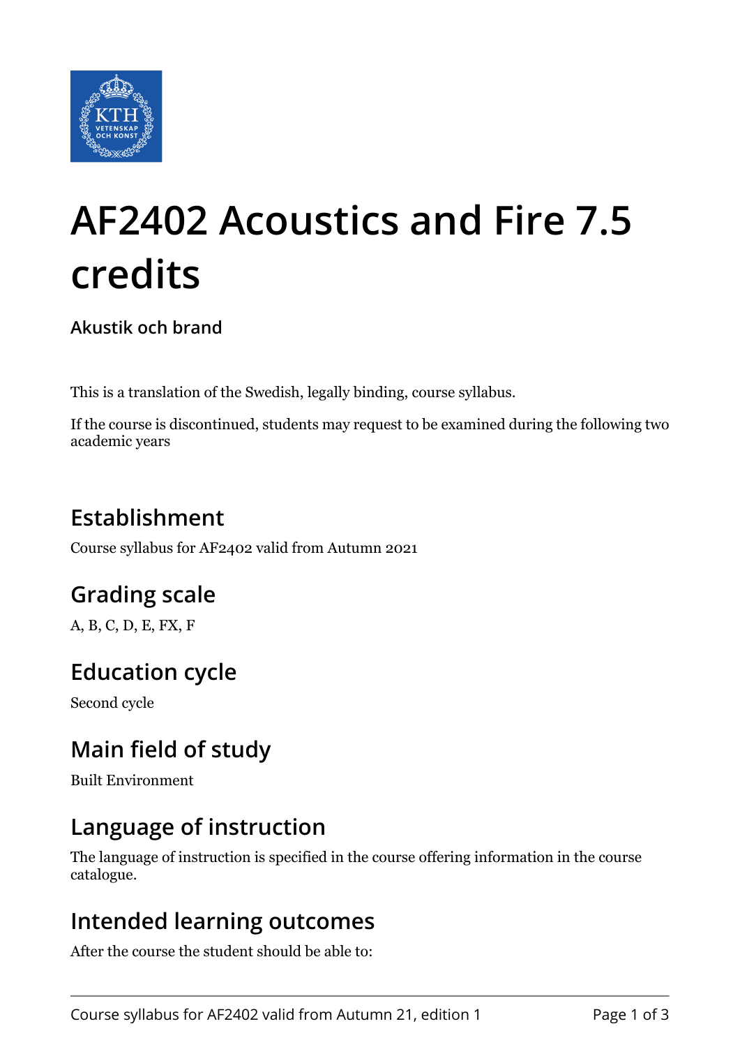# AF2402 Acoustics and Fire 7.5 credits

**Akustik och brand**

This is a translation of the Swedish, legally binding, course syllabus.

If the course is discontinued, students may request to be examined during the following two academic years

## Establishment

Course syllabus for AF2402 valid from Autumn 2021

## Grading scale

A, B, C, D, E, FX, F

## Education cycle

Second cycle

## Main field of study

Built Environment

## Language of instruction

The language of instruction is specified in the course offering information in the course catalogue.

## Intended learning outcomes

After the course the student should be able to: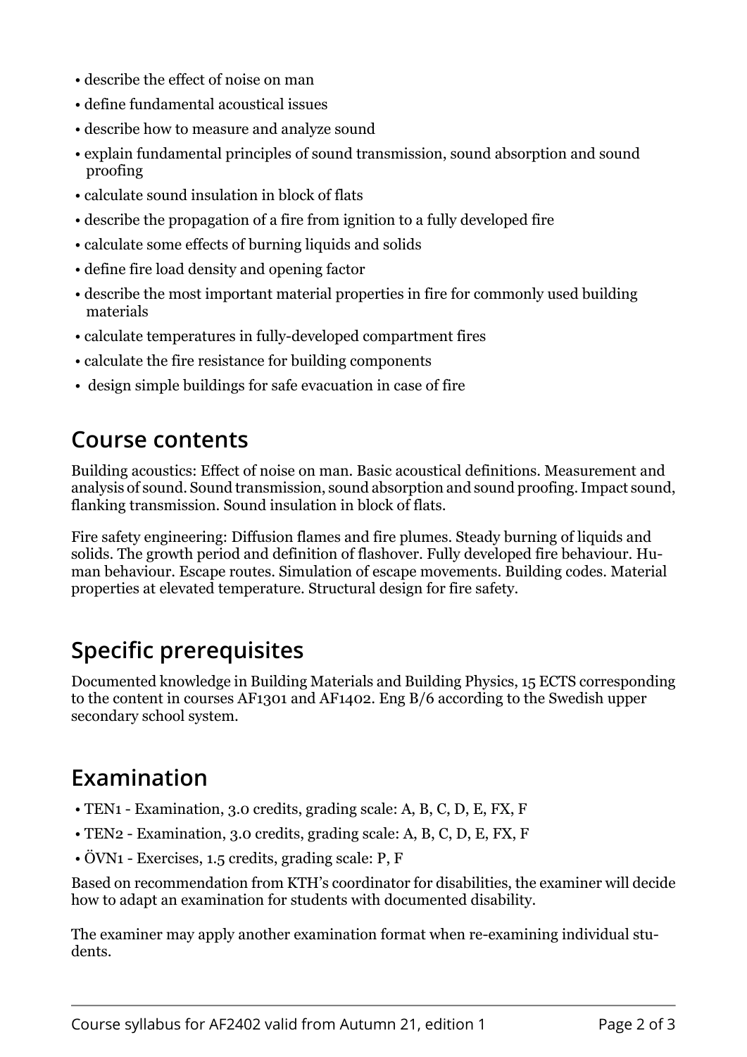- describe the effect of noise on man
- define fundamental acoustical issues
- describe how to measure and analyze sound
- explain fundamental principles of sound transmission, sound absorption and sound proofing
- calculate sound insulation in block of flats
- describe the propagation of a fire from ignition to a fully developed fire
- calculate some effects of burning liquids and solids
- define fire load density and opening factor
- describe the most important material properties in fire for commonly used building materials
- calculate temperatures in fully-developed compartment fires
- calculate the fire resistance for building components
- design simple buildings for safe evacuation in case of fire

## Course contents

Building acoustics: Effect of noise on man. Basic acoustical definitions. Measurement and analysis of sound. Sound transmission, sound absorption and sound proofing. Impact sound, flanking transmission. Sound insulation in block of flats.

Fire safety engineering: Diffusion flames and fire plumes. Steady burning of liquids and solids. The growth period and definition of flashover. Fully developed fire behaviour. Human behaviour. Escape routes. Simulation of escape movements. Building codes. Material properties at elevated temperature. Structural design for fire safety.

## Specific prerequisites

Documented knowledge in Building Materials and Building Physics, 15 ECTS corresponding to the content in courses AF1301 and AF1402. Eng B/6 according to the Swedish upper secondary school system.

## Examination

- TEN1 - Examination, 3.0 credits, grading scale: A, B, C, D, E, FX, F
- TEN2 - Examination, 3.0 credits, grading scale: A, B, C, D, E, FX, F
- ÖVN1 - Exercises, 1.5 credits, grading scale: P, F

Based on recommendation from KTH's coordinator for disabilities, the examiner will decide how to adapt an examination for students with documented disability.

The examiner may apply another examination format when re-examining individual students.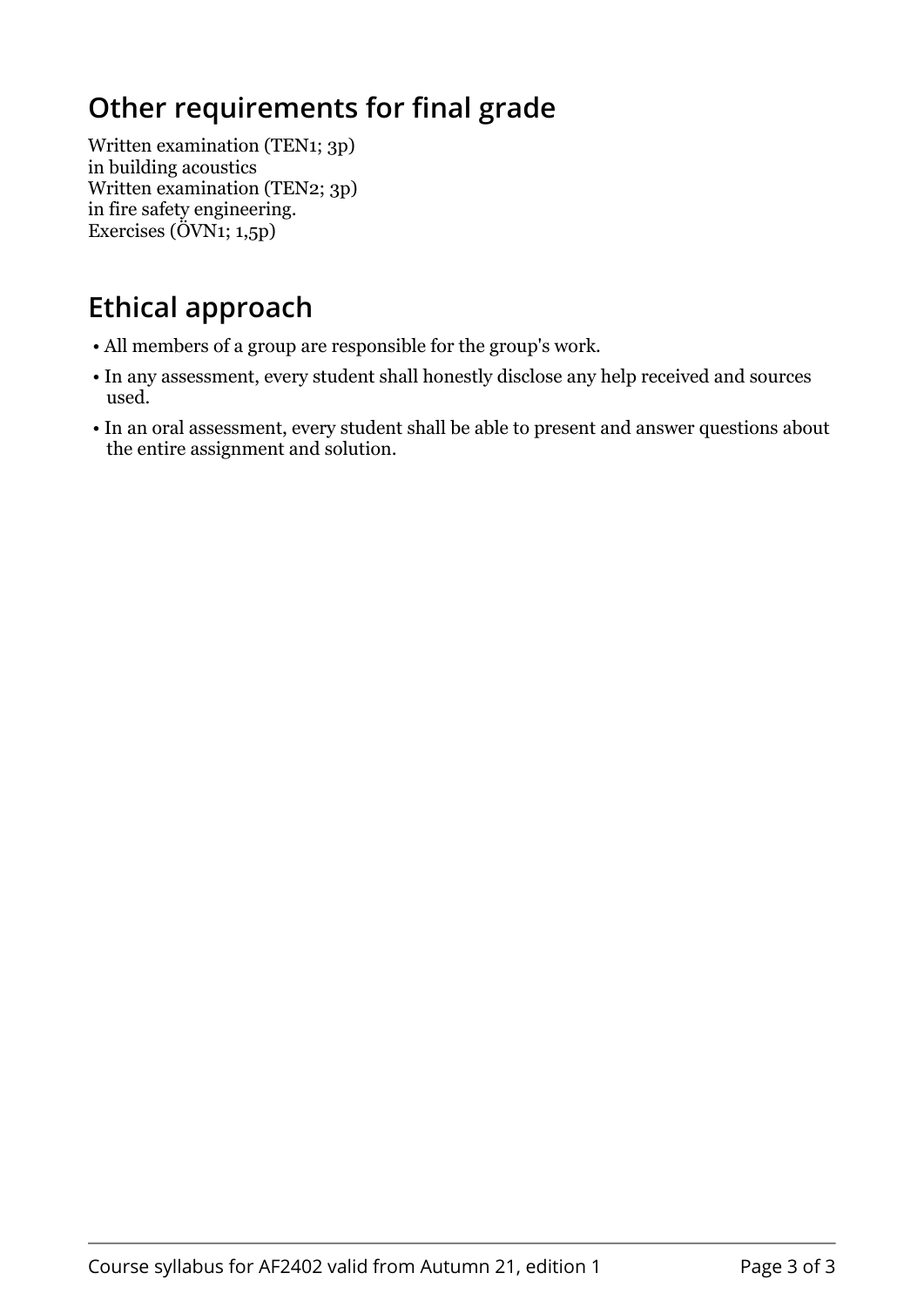## Other requirements for final grade

Written examination (TEN1; 3p)
in building acoustics
Written examination (TEN2; 3p)
in fire safety engineering.
Exercises (ÖVN1; 1,5p)

## Ethical approach

- All members of a group are responsible for the group's work.
- In any assessment, every student shall honestly disclose any help received and sources used.
- In an oral assessment, every student shall be able to present and answer questions about the entire assignment and solution.